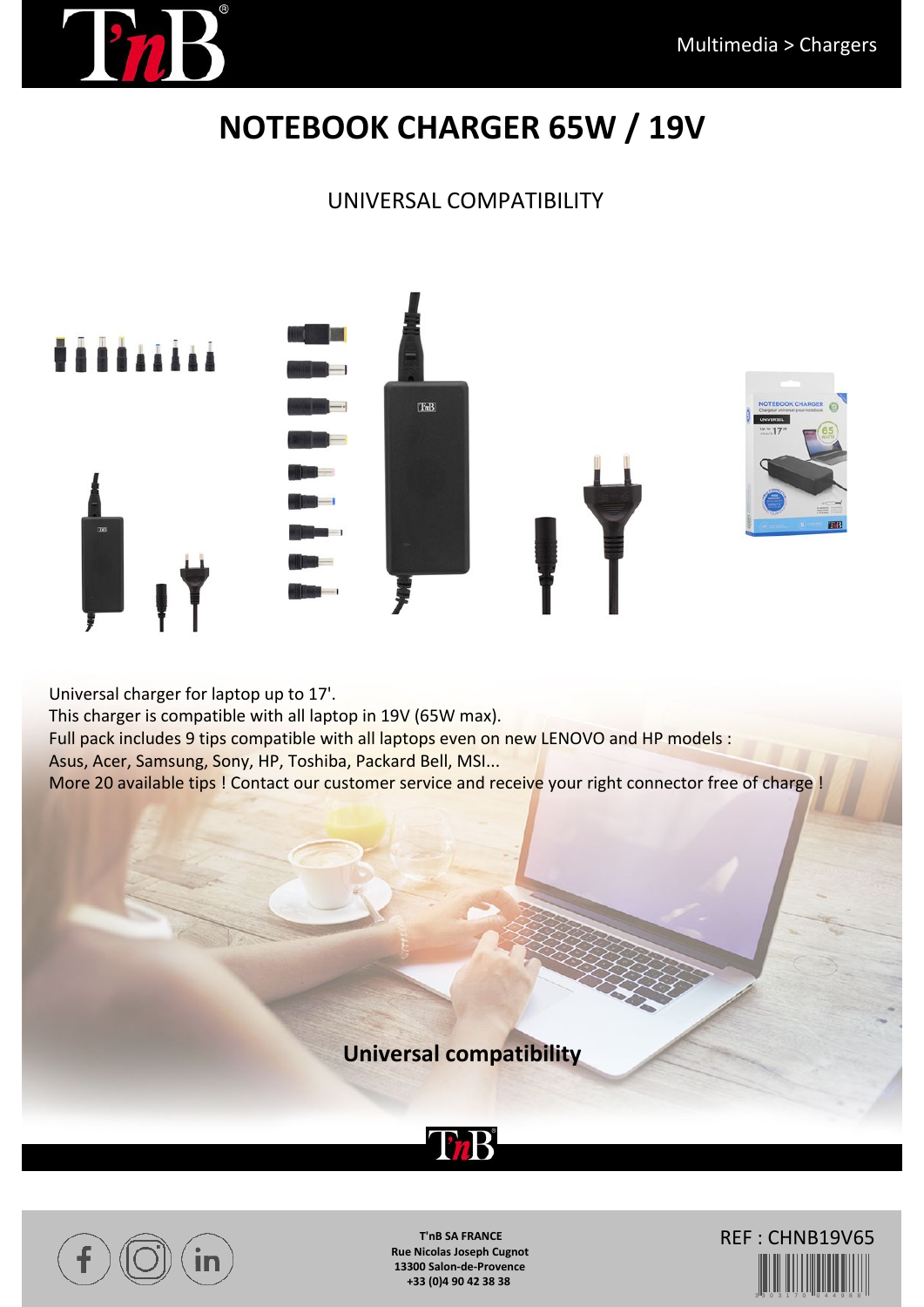Multimedia > Chargers

# NOTEBOOK CHARGER 65W / 19V

UNIVERSAL COMPATIBILITY

Universal charger for laptop up to 17'.
This charger is compatible with all laptop in 19V (65W max).
Full pack includes 9 tips compatible with all laptops even on new LENOVO and HP models :
Asus, Acer, Samsung, Sony, HP, Toshiba, Packard Bell, MSI...
More 20 available tips ! Contact our customer service and receive your right connector free of charge !

**Universal compatibility**

**T'nB SA FRANCE**
**Rue Nicolas Joseph Cugnot**
**13300 Salon-de-Provence**
**+33 (0)4 90 42 38 38**

REF : CHNB19V65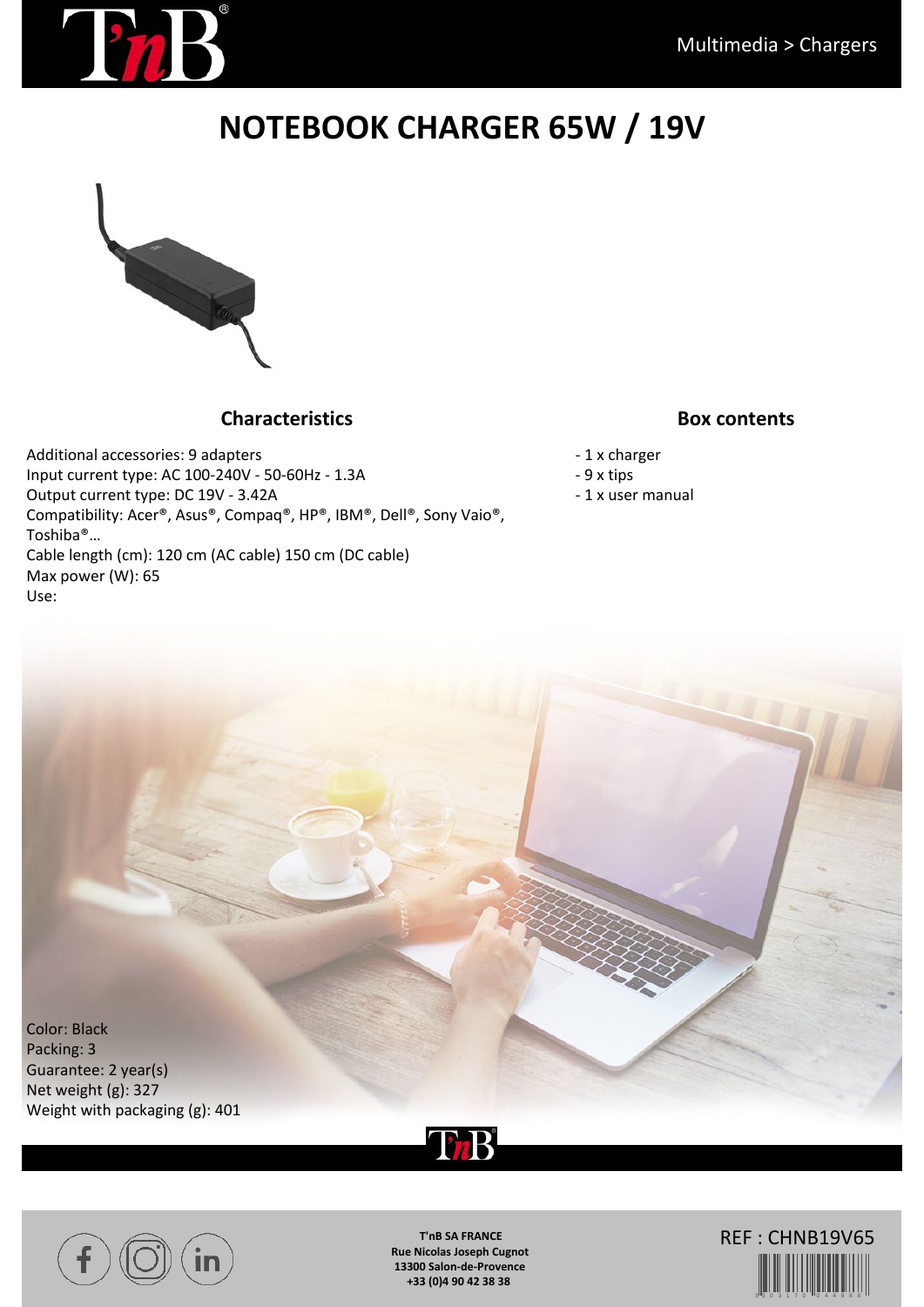Multimedia > Chargers

# NOTEBOOK CHARGER 65W / 19V

## Characteristics

Additional accessories: 9 adapters
Input current type: AC 100-240V - 50-60Hz - 1.3A
Output current type: DC 19V - 3.42A
Compatibility: Acer®, Asus®, Compaq®, HP®, IBM®, Dell®, Sony Vaio®, Toshiba®…
Cable length (cm): 120 cm (AC cable) 150 cm (DC cable)
Max power (W): 65
Use:

## Box contents

- 1 x charger
- 9 x tips
- 1 x user manual

Color: Black
Packing: 3
Guarantee: 2 year(s)
Net weight (g): 327
Weight with packaging (g): 401

**T'nB SA FRANCE**
**Rue Nicolas Joseph Cugnot**
**13300 Salon-de-Provence**
**+33 (0)4 90 42 38 38**

REF : CHNB19V65